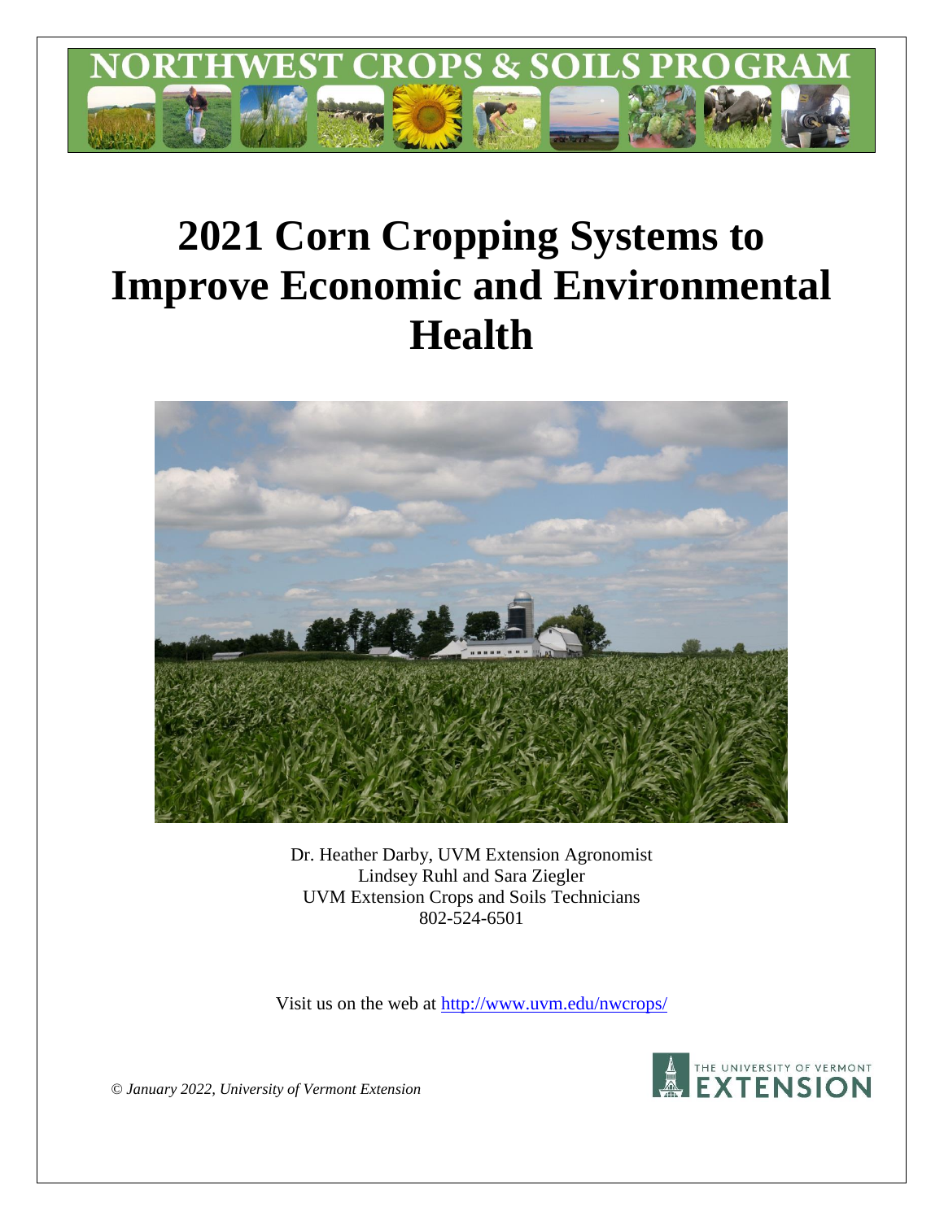NORTHWEST CROPS & SOILS PROGRAM

# 2021 Corn Cropping Systems to Improve Economic and Environmental Health

Dr. Heather Darby, UVM Extension Agronomist
Lindsey Ruhl and Sara Ziegler
UVM Extension Crops and Soils Technicians
802-524-6501

Visit us on the web at http://www.uvm.edu/nwcrops/

*© January 2022, University of Vermont Extension*

THE UNIVERSITY OF VERMONT EXTENSION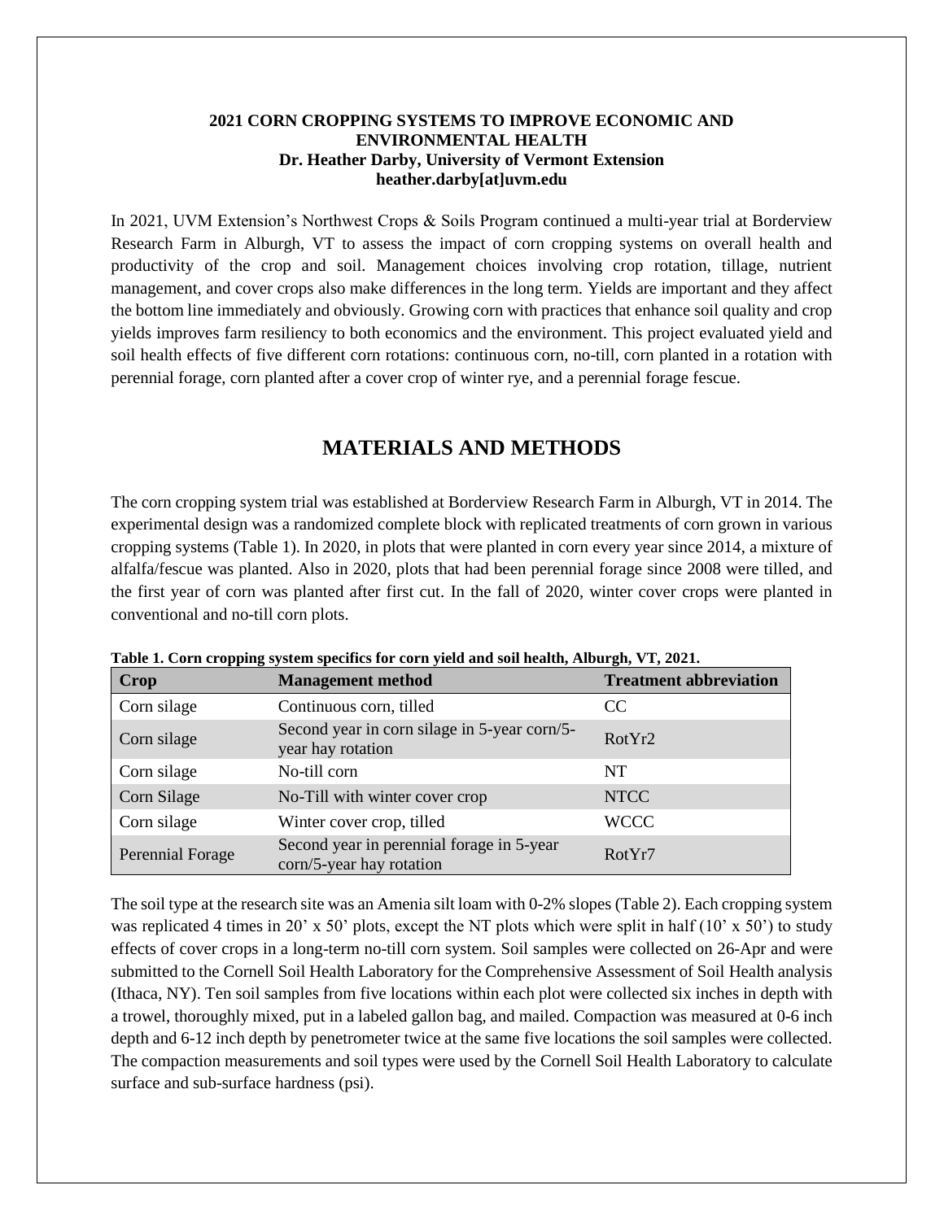**2021 CORN CROPPING SYSTEMS TO IMPROVE ECONOMIC AND ENVIRONMENTAL HEALTH**
**Dr. Heather Darby, University of Vermont Extension**
**heather.darby[at]uvm.edu**

In 2021, UVM Extension's Northwest Crops & Soils Program continued a multi-year trial at Borderview Research Farm in Alburgh, VT to assess the impact of corn cropping systems on overall health and productivity of the crop and soil. Management choices involving crop rotation, tillage, nutrient management, and cover crops also make differences in the long term. Yields are important and they affect the bottom line immediately and obviously. Growing corn with practices that enhance soil quality and crop yields improves farm resiliency to both economics and the environment. This project evaluated yield and soil health effects of five different corn rotations: continuous corn, no-till, corn planted in a rotation with perennial forage, corn planted after a cover crop of winter rye, and a perennial forage fescue.

# MATERIALS AND METHODS

The corn cropping system trial was established at Borderview Research Farm in Alburgh, VT in 2014. The experimental design was a randomized complete block with replicated treatments of corn grown in various cropping systems (Table 1). In 2020, in plots that were planted in corn every year since 2014, a mixture of alfalfa/fescue was planted. Also in 2020, plots that had been perennial forage since 2008 were tilled, and the first year of corn was planted after first cut. In the fall of 2020, winter cover crops were planted in conventional and no-till corn plots.

**Table 1. Corn cropping system specifics for corn yield and soil health, Alburgh, VT, 2021.**

| Crop | Management method | Treatment abbreviation |
|---|---|---|
| Corn silage | Continuous corn, tilled | CC |
| Corn silage | Second year in corn silage in 5-year corn/5-year hay rotation | RotYr2 |
| Corn silage | No-till corn | NT |
| Corn Silage | No-Till with winter cover crop | NTCC |
| Corn silage | Winter cover crop, tilled | WCCC |
| Perennial Forage | Second year in perennial forage in 5-year corn/5-year hay rotation | RotYr7 |

The soil type at the research site was an Amenia silt loam with 0-2% slopes (Table 2). Each cropping system was replicated 4 times in 20' x 50' plots, except the NT plots which were split in half (10' x 50') to study effects of cover crops in a long-term no-till corn system. Soil samples were collected on 26-Apr and were submitted to the Cornell Soil Health Laboratory for the Comprehensive Assessment of Soil Health analysis (Ithaca, NY). Ten soil samples from five locations within each plot were collected six inches in depth with a trowel, thoroughly mixed, put in a labeled gallon bag, and mailed. Compaction was measured at 0-6 inch depth and 6-12 inch depth by penetrometer twice at the same five locations the soil samples were collected. The compaction measurements and soil types were used by the Cornell Soil Health Laboratory to calculate surface and sub-surface hardness (psi).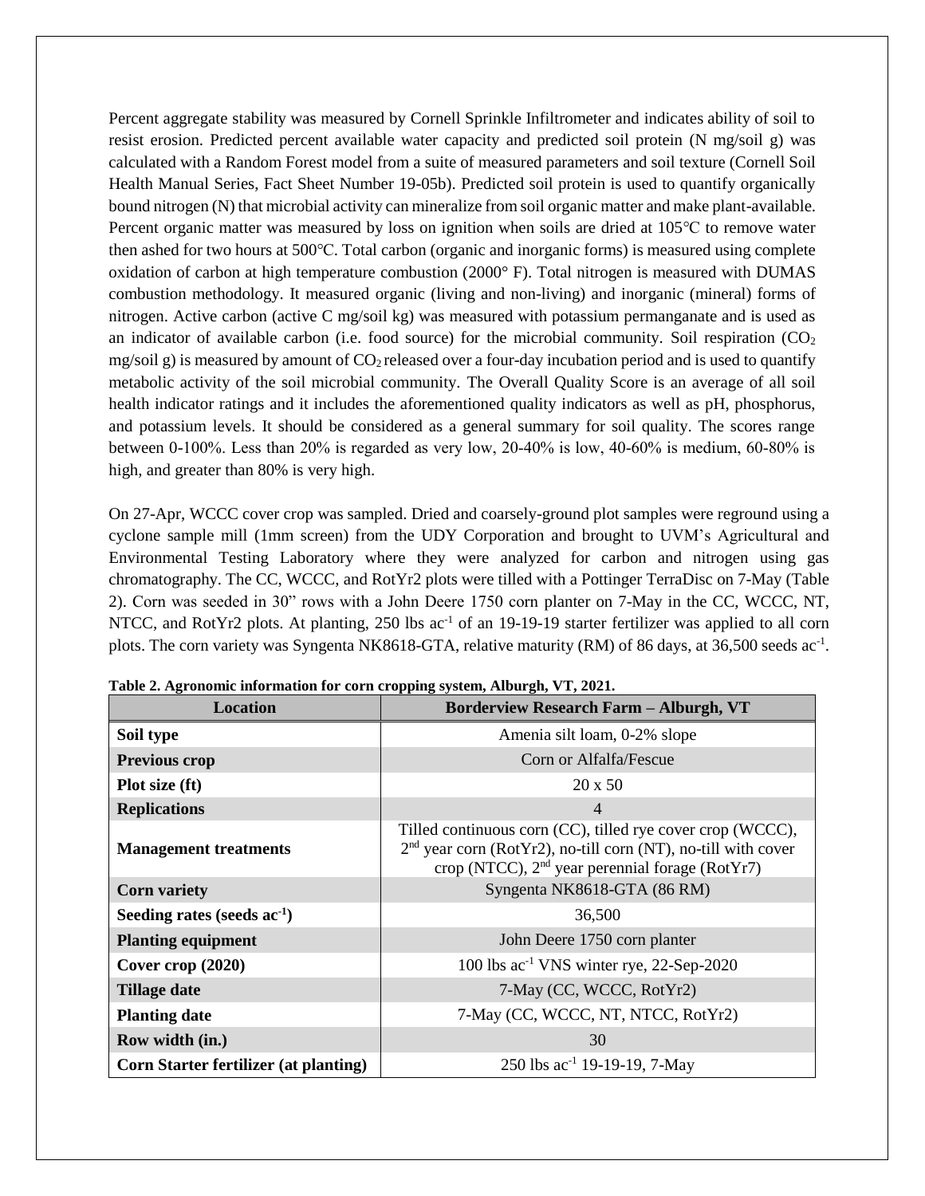Percent aggregate stability was measured by Cornell Sprinkle Infiltrometer and indicates ability of soil to resist erosion. Predicted percent available water capacity and predicted soil protein (N mg/soil g) was calculated with a Random Forest model from a suite of measured parameters and soil texture (Cornell Soil Health Manual Series, Fact Sheet Number 19-05b). Predicted soil protein is used to quantify organically bound nitrogen (N) that microbial activity can mineralize from soil organic matter and make plant-available. Percent organic matter was measured by loss on ignition when soils are dried at 105°C to remove water then ashed for two hours at 500°C. Total carbon (organic and inorganic forms) is measured using complete oxidation of carbon at high temperature combustion (2000° F). Total nitrogen is measured with DUMAS combustion methodology. It measured organic (living and non-living) and inorganic (mineral) forms of nitrogen. Active carbon (active C mg/soil kg) was measured with potassium permanganate and is used as an indicator of available carbon (i.e. food source) for the microbial community. Soil respiration ($CO_2$ mg/soil g) is measured by amount of $CO_2$ released over a four-day incubation period and is used to quantify metabolic activity of the soil microbial community. The Overall Quality Score is an average of all soil health indicator ratings and it includes the aforementioned quality indicators as well as pH, phosphorus, and potassium levels. It should be considered as a general summary for soil quality. The scores range between 0-100%. Less than 20% is regarded as very low, 20-40% is low, 40-60% is medium, 60-80% is high, and greater than 80% is very high.

On 27-Apr, WCCC cover crop was sampled. Dried and coarsely-ground plot samples were reground using a cyclone sample mill (1mm screen) from the UDY Corporation and brought to UVM's Agricultural and Environmental Testing Laboratory where they were analyzed for carbon and nitrogen using gas chromatography. The CC, WCCC, and RotYr2 plots were tilled with a Pottinger TerraDisc on 7-May (Table 2). Corn was seeded in 30" rows with a John Deere 1750 corn planter on 7-May in the CC, WCCC, NT, NTCC, and RotYr2 plots. At planting, 250 lbs ac$^{-1}$ of an 19-19-19 starter fertilizer was applied to all corn plots. The corn variety was Syngenta NK8618-GTA, relative maturity (RM) of 86 days, at 36,500 seeds ac$^{-1}$.

**Table 2. Agronomic information for corn cropping system, Alburgh, VT, 2021.**

| Location | Borderview Research Farm – Alburgh, VT |
|---|---|
| **Soil type** | Amenia silt loam, 0-2% slope |
| **Previous crop** | Corn or Alfalfa/Fescue |
| **Plot size (ft)** | 20 x 50 |
| **Replications** | 4 |
| **Management treatments** | Tilled continuous corn (CC), tilled rye cover crop (WCCC), 2nd year corn (RotYr2), no-till corn (NT), no-till with cover crop (NTCC), 2nd year perennial forage (RotYr7) |
| **Corn variety** | Syngenta NK8618-GTA (86 RM) |
| **Seeding rates (seeds ac$^{-1}$)** | 36,500 |
| **Planting equipment** | John Deere 1750 corn planter |
| **Cover crop (2020)** | 100 lbs ac$^{-1}$ VNS winter rye, 22-Sep-2020 |
| **Tillage date** | 7-May (CC, WCCC, RotYr2) |
| **Planting date** | 7-May (CC, WCCC, NT, NTCC, RotYr2) |
| **Row width (in.)** | 30 |
| **Corn Starter fertilizer (at planting)** | 250 lbs ac$^{-1}$ 19-19-19, 7-May |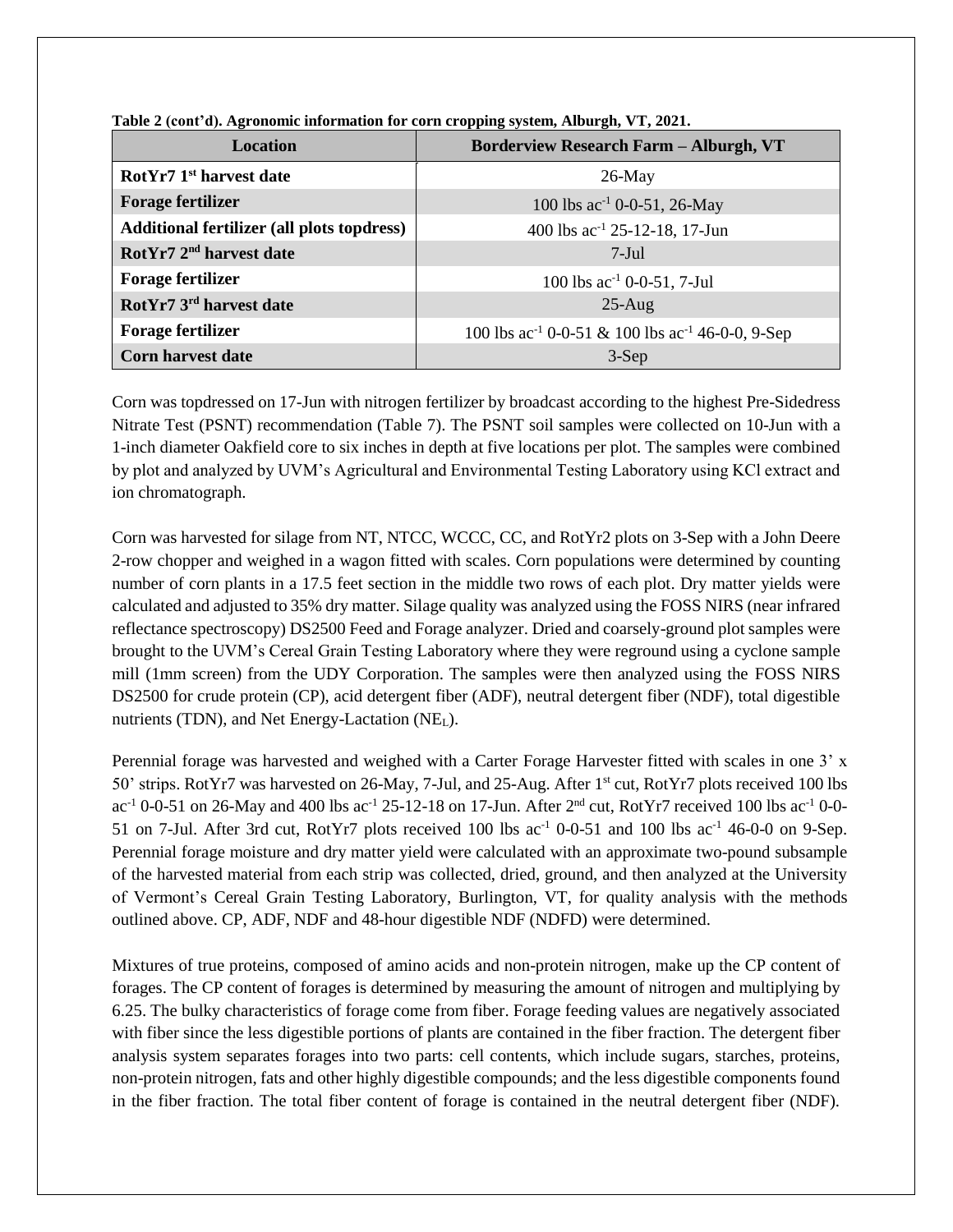**Table 2 (cont'd). Agronomic information for corn cropping system, Alburgh, VT, 2021.**

| Location | Borderview Research Farm – Alburgh, VT |
|---|---|
| **RotYr7 1st harvest date** | 26-May |
| **Forage fertilizer** | 100 lbs ac$^{-1}$ 0-0-51, 26-May |
| **Additional fertilizer (all plots topdress)** | 400 lbs ac$^{-1}$ 25-12-18, 17-Jun |
| **RotYr7 2nd harvest date** | 7-Jul |
| **Forage fertilizer** | 100 lbs ac$^{-1}$ 0-0-51, 7-Jul |
| **RotYr7 3rd harvest date** | 25-Aug |
| **Forage fertilizer** | 100 lbs ac$^{-1}$ 0-0-51 & 100 lbs ac$^{-1}$ 46-0-0, 9-Sep |
| **Corn harvest date** | 3-Sep |

Corn was topdressed on 17-Jun with nitrogen fertilizer by broadcast according to the highest Pre-Sidedress Nitrate Test (PSNT) recommendation (Table 7). The PSNT soil samples were collected on 10-Jun with a 1-inch diameter Oakfield core to six inches in depth at five locations per plot. The samples were combined by plot and analyzed by UVM's Agricultural and Environmental Testing Laboratory using KCl extract and ion chromatograph.

Corn was harvested for silage from NT, NTCC, WCCC, CC, and RotYr2 plots on 3-Sep with a John Deere 2-row chopper and weighed in a wagon fitted with scales. Corn populations were determined by counting number of corn plants in a 17.5 feet section in the middle two rows of each plot. Dry matter yields were calculated and adjusted to 35% dry matter. Silage quality was analyzed using the FOSS NIRS (near infrared reflectance spectroscopy) DS2500 Feed and Forage analyzer. Dried and coarsely-ground plot samples were brought to the UVM's Cereal Grain Testing Laboratory where they were reground using a cyclone sample mill (1mm screen) from the UDY Corporation. The samples were then analyzed using the FOSS NIRS DS2500 for crude protein (CP), acid detergent fiber (ADF), neutral detergent fiber (NDF), total digestible nutrients (TDN), and Net Energy-Lactation ($NE_L$).

Perennial forage was harvested and weighed with a Carter Forage Harvester fitted with scales in one 3' x 50' strips. RotYr7 was harvested on 26-May, 7-Jul, and 25-Aug. After 1st cut, RotYr7 plots received 100 lbs ac$^{-1}$ 0-0-51 on 26-May and 400 lbs ac$^{-1}$ 25-12-18 on 17-Jun. After 2nd cut, RotYr7 received 100 lbs ac$^{-1}$ 0-0-51 on 7-Jul. After 3rd cut, RotYr7 plots received 100 lbs ac$^{-1}$ 0-0-51 and 100 lbs ac$^{-1}$ 46-0-0 on 9-Sep. Perennial forage moisture and dry matter yield were calculated with an approximate two-pound subsample of the harvested material from each strip was collected, dried, ground, and then analyzed at the University of Vermont's Cereal Grain Testing Laboratory, Burlington, VT, for quality analysis with the methods outlined above. CP, ADF, NDF and 48-hour digestible NDF (NDFD) were determined.

Mixtures of true proteins, composed of amino acids and non-protein nitrogen, make up the CP content of forages. The CP content of forages is determined by measuring the amount of nitrogen and multiplying by 6.25. The bulky characteristics of forage come from fiber. Forage feeding values are negatively associated with fiber since the less digestible portions of plants are contained in the fiber fraction. The detergent fiber analysis system separates forages into two parts: cell contents, which include sugars, starches, proteins, non-protein nitrogen, fats and other highly digestible compounds; and the less digestible components found in the fiber fraction. The total fiber content of forage is contained in the neutral detergent fiber (NDF).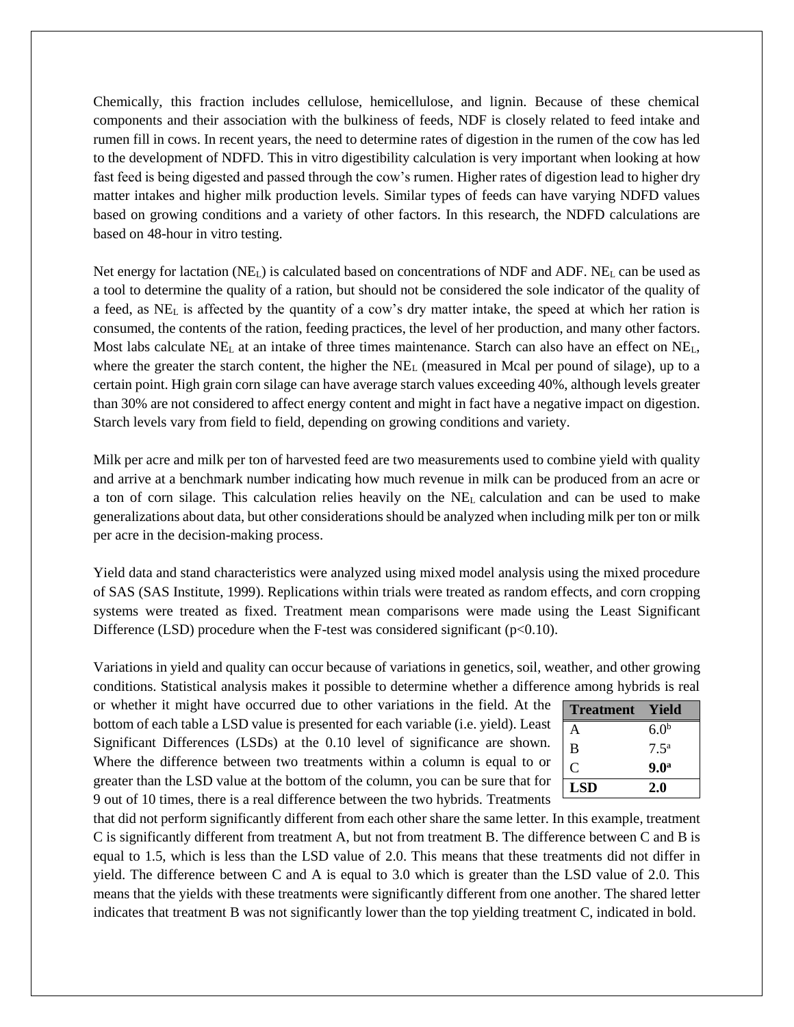Chemically, this fraction includes cellulose, hemicellulose, and lignin. Because of these chemical components and their association with the bulkiness of feeds, NDF is closely related to feed intake and rumen fill in cows. In recent years, the need to determine rates of digestion in the rumen of the cow has led to the development of NDFD. This in vitro digestibility calculation is very important when looking at how fast feed is being digested and passed through the cow's rumen. Higher rates of digestion lead to higher dry matter intakes and higher milk production levels. Similar types of feeds can have varying NDFD values based on growing conditions and a variety of other factors. In this research, the NDFD calculations are based on 48-hour in vitro testing.

Net energy for lactation ($NE_L$) is calculated based on concentrations of NDF and ADF. $NE_L$ can be used as a tool to determine the quality of a ration, but should not be considered the sole indicator of the quality of a feed, as $NE_L$ is affected by the quantity of a cow's dry matter intake, the speed at which her ration is consumed, the contents of the ration, feeding practices, the level of her production, and many other factors. Most labs calculate $NE_L$ at an intake of three times maintenance. Starch can also have an effect on $NE_L$, where the greater the starch content, the higher the $NE_L$ (measured in Mcal per pound of silage), up to a certain point. High grain corn silage can have average starch values exceeding 40%, although levels greater than 30% are not considered to affect energy content and might in fact have a negative impact on digestion. Starch levels vary from field to field, depending on growing conditions and variety.

Milk per acre and milk per ton of harvested feed are two measurements used to combine yield with quality and arrive at a benchmark number indicating how much revenue in milk can be produced from an acre or a ton of corn silage. This calculation relies heavily on the $NE_L$ calculation and can be used to make generalizations about data, but other considerations should be analyzed when including milk per ton or milk per acre in the decision-making process.

Yield data and stand characteristics were analyzed using mixed model analysis using the mixed procedure of SAS (SAS Institute, 1999). Replications within trials were treated as random effects, and corn cropping systems were treated as fixed. Treatment mean comparisons were made using the Least Significant Difference (LSD) procedure when the F-test was considered significant ($p<0.10$).

Variations in yield and quality can occur because of variations in genetics, soil, weather, and other growing conditions. Statistical analysis makes it possible to determine whether a difference among hybrids is real or whether it might have occurred due to other variations in the field. At the bottom of each table a LSD value is presented for each variable (i.e. yield). Least Significant Differences (LSDs) at the 0.10 level of significance are shown. Where the difference between two treatments within a column is equal to or greater than the LSD value at the bottom of the column, you can be sure that for 9 out of 10 times, there is a real difference between the two hybrids. Treatments that did not perform significantly different from each other share the same letter. In this example, treatment C is significantly different from treatment A, but not from treatment B. The difference between C and B is equal to 1.5, which is less than the LSD value of 2.0. This means that these treatments did not differ in yield. The difference between C and A is equal to 3.0 which is greater than the LSD value of 2.0. This means that the yields with these treatments were significantly different from one another. The shared letter indicates that treatment B was not significantly lower than the top yielding treatment C, indicated in bold.

| Treatment | Yield |
|---|---|
| A | $6.0^{b}$ |
| B | $7.5^{a}$ |
| C | **$9.0^{a}$** |
| **LSD** | **2.0** |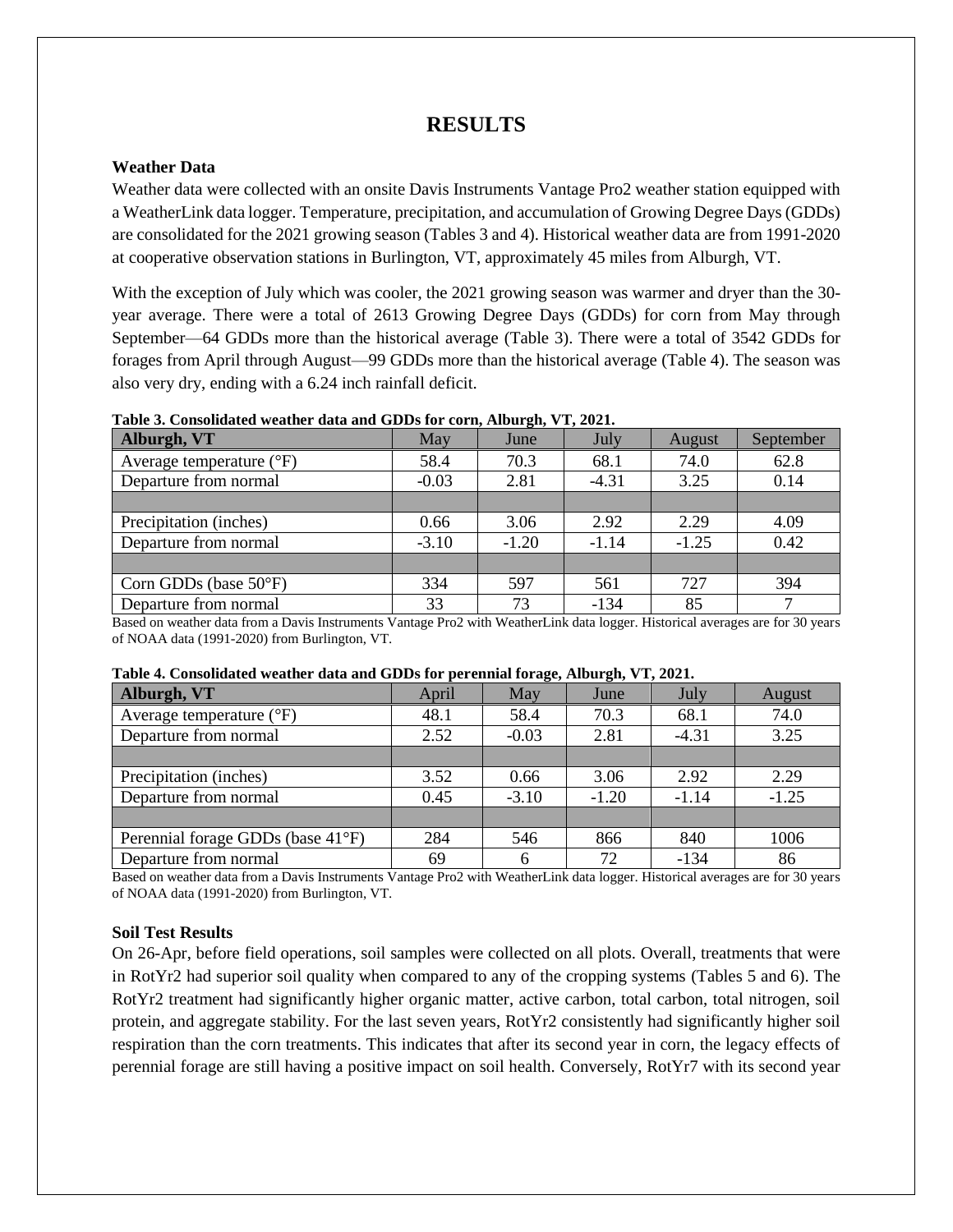# RESULTS

### Weather Data

Weather data were collected with an onsite Davis Instruments Vantage Pro2 weather station equipped with a WeatherLink data logger. Temperature, precipitation, and accumulation of Growing Degree Days (GDDs) are consolidated for the 2021 growing season (Tables 3 and 4). Historical weather data are from 1991-2020 at cooperative observation stations in Burlington, VT, approximately 45 miles from Alburgh, VT.

With the exception of July which was cooler, the 2021 growing season was warmer and dryer than the 30-year average. There were a total of 2613 Growing Degree Days (GDDs) for corn from May through September—64 GDDs more than the historical average (Table 3). There were a total of 3542 GDDs for forages from April through August—99 GDDs more than the historical average (Table 4). The season was also very dry, ending with a 6.24 inch rainfall deficit.

**Table 3. Consolidated weather data and GDDs for corn, Alburgh, VT, 2021.**

| Alburgh, VT | May | June | July | August | September |
|---|---|---|---|---|---|
| Average temperature (°F) | 58.4 | 70.3 | 68.1 | 74.0 | 62.8 |
| Departure from normal | -0.03 | 2.81 | -4.31 | 3.25 | 0.14 |
| | | | | | |
| Precipitation (inches) | 0.66 | 3.06 | 2.92 | 2.29 | 4.09 |
| Departure from normal | -3.10 | -1.20 | -1.14 | -1.25 | 0.42 |
| | | | | | |
| Corn GDDs (base 50°F) | 334 | 597 | 561 | 727 | 394 |
| Departure from normal | 33 | 73 | -134 | 85 | 7 |

Based on weather data from a Davis Instruments Vantage Pro2 with WeatherLink data logger. Historical averages are for 30 years of NOAA data (1991-2020) from Burlington, VT.

**Table 4. Consolidated weather data and GDDs for perennial forage, Alburgh, VT, 2021.**

| Alburgh, VT | April | May | June | July | August |
|---|---|---|---|---|---|
| Average temperature (°F) | 48.1 | 58.4 | 70.3 | 68.1 | 74.0 |
| Departure from normal | 2.52 | -0.03 | 2.81 | -4.31 | 3.25 |
| | | | | | |
| Precipitation (inches) | 3.52 | 0.66 | 3.06 | 2.92 | 2.29 |
| Departure from normal | 0.45 | -3.10 | -1.20 | -1.14 | -1.25 |
| | | | | | |
| Perennial forage GDDs (base 41°F) | 284 | 546 | 866 | 840 | 1006 |
| Departure from normal | 69 | 6 | 72 | -134 | 86 |

Based on weather data from a Davis Instruments Vantage Pro2 with WeatherLink data logger. Historical averages are for 30 years of NOAA data (1991-2020) from Burlington, VT.

### Soil Test Results

On 26-Apr, before field operations, soil samples were collected on all plots. Overall, treatments that were in RotYr2 had superior soil quality when compared to any of the cropping systems (Tables 5 and 6). The RotYr2 treatment had significantly higher organic matter, active carbon, total carbon, total nitrogen, soil protein, and aggregate stability. For the last seven years, RotYr2 consistently had significantly higher soil respiration than the corn treatments. This indicates that after its second year in corn, the legacy effects of perennial forage are still having a positive impact on soil health. Conversely, RotYr7 with its second year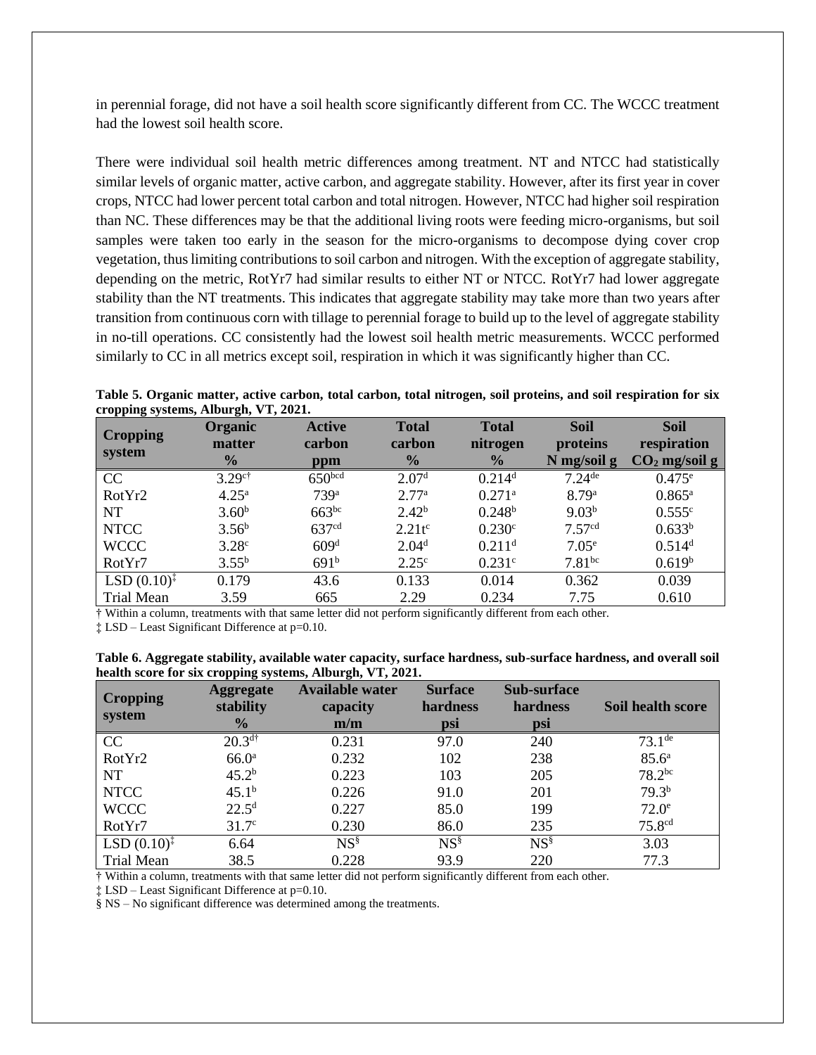in perennial forage, did not have a soil health score significantly different from CC. The WCCC treatment had the lowest soil health score.

There were individual soil health metric differences among treatment. NT and NTCC had statistically similar levels of organic matter, active carbon, and aggregate stability. However, after its first year in cover crops, NTCC had lower percent total carbon and total nitrogen. However, NTCC had higher soil respiration than NC. These differences may be that the additional living roots were feeding micro-organisms, but soil samples were taken too early in the season for the micro-organisms to decompose dying cover crop vegetation, thus limiting contributions to soil carbon and nitrogen. With the exception of aggregate stability, depending on the metric, RotYr7 had similar results to either NT or NTCC. RotYr7 had lower aggregate stability than the NT treatments. This indicates that aggregate stability may take more than two years after transition from continuous corn with tillage to perennial forage to build up to the level of aggregate stability in no-till operations. CC consistently had the lowest soil health metric measurements. WCCC performed similarly to CC in all metrics except soil, respiration in which it was significantly higher than CC.

**Table 5. Organic matter, active carbon, total carbon, total nitrogen, soil proteins, and soil respiration for six cropping systems, Alburgh, VT, 2021.**

| Cropping system | Organic matter % | Active carbon ppm | Total carbon % | Total nitrogen % | Soil proteins N mg/soil g | Soil respiration $CO_2$ mg/soil g |
|---|---|---|---|---|---|---|
| CC | 3.29[c†] | 650[bcd] | 2.07[d] | 0.214[d] | 7.24[de] | 0.475[e] |
| RotYr2 | 4.25[a] | 739[a] | 2.77[a] | 0.271[a] | 8.79[a] | 0.865[a] |
| NT | 3.60[b] | 663[bc] | 2.42[b] | 0.248[b] | 9.03[b] | 0.555[c] |
| NTCC | 3.56[b] | 637[cd] | 2.21t[c] | 0.230[c] | 7.57[cd] | 0.633[b] |
| WCCC | 3.28[c] | 609[d] | 2.04[d] | 0.211[d] | 7.05[e] | 0.514[d] |
| RotYr7 | 3.55[b] | 691[b] | 2.25[c] | 0.231[c] | 7.81[bc] | 0.619[b] |
| LSD (0.10)[‡] | 0.179 | 43.6 | 0.133 | 0.014 | 0.362 | 0.039 |
| Trial Mean | 3.59 | 665 | 2.29 | 0.234 | 7.75 | 0.610 |

† Within a column, treatments with that same letter did not perform significantly different from each other.

‡ LSD – Least Significant Difference at p=0.10.

**Table 6. Aggregate stability, available water capacity, surface hardness, sub-surface hardness, and overall soil health score for six cropping systems, Alburgh, VT, 2021.**

| Cropping system | Aggregate stability % | Available water capacity m/m | Surface hardness psi | Sub-surface hardness psi | Soil health score |
|---|---|---|---|---|---|
| CC | 20.3[d†] | 0.231 | 97.0 | 240 | 73.1[de] |
| RotYr2 | 66.0[a] | 0.232 | 102 | 238 | 85.6[a] |
| NT | 45.2[b] | 0.223 | 103 | 205 | 78.2[bc] |
| NTCC | 45.1[b] | 0.226 | 91.0 | 201 | 79.3[b] |
| WCCC | 22.5[d] | 0.227 | 85.0 | 199 | 72.0[e] |
| RotYr7 | 31.7[c] | 0.230 | 86.0 | 235 | 75.8[cd] |
| LSD (0.10)[‡] | 6.64 | NS[§] | NS[§] | NS[§] | 3.03 |
| Trial Mean | 38.5 | 0.228 | 93.9 | 220 | 77.3 |

† Within a column, treatments with that same letter did not perform significantly different from each other.

‡ LSD – Least Significant Difference at p=0.10.

§ NS – No significant difference was determined among the treatments.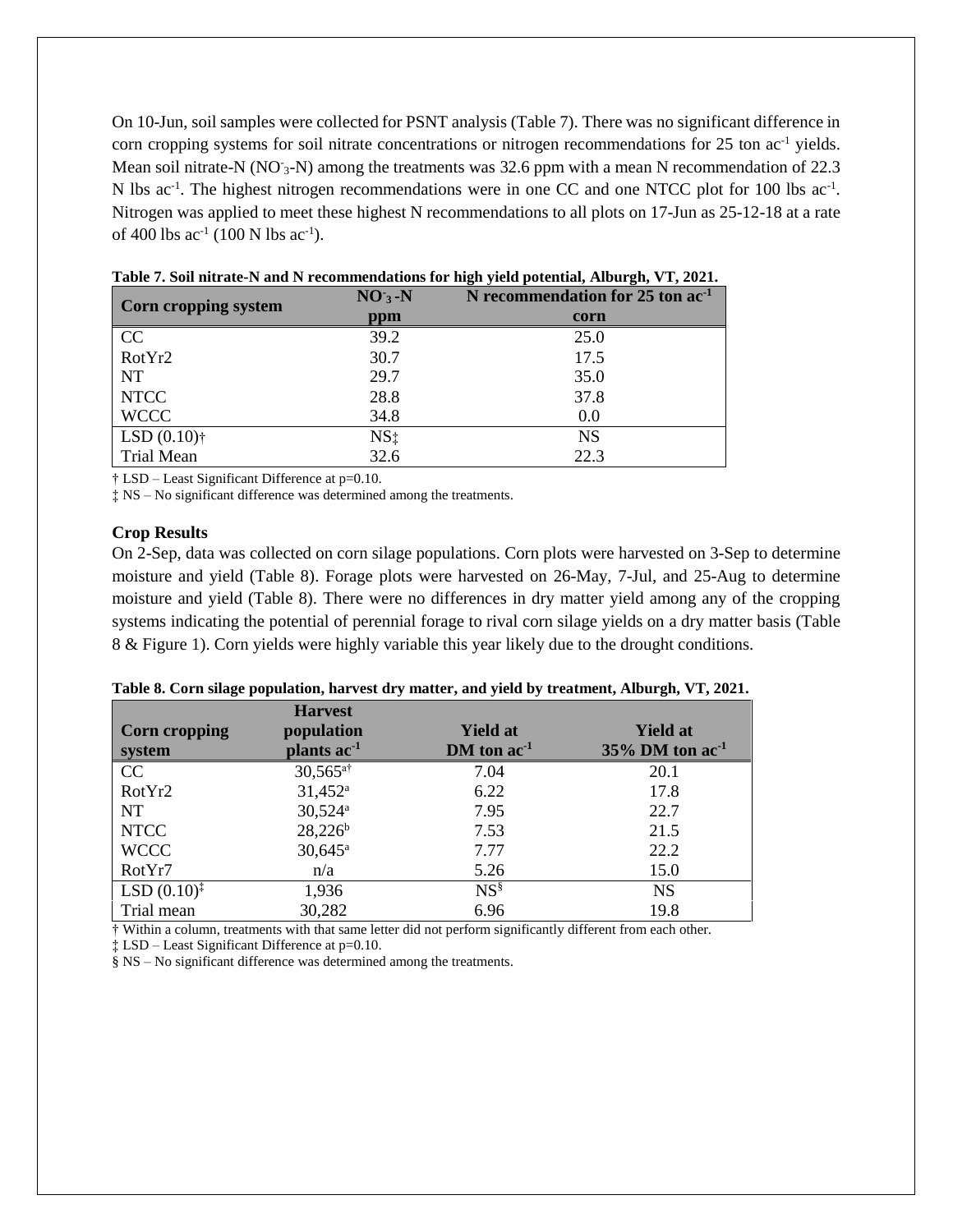On 10-Jun, soil samples were collected for PSNT analysis (Table 7). There was no significant difference in corn cropping systems for soil nitrate concentrations or nitrogen recommendations for 25 ton $ac^{-1}$ yields. Mean soil nitrate-N ($NO_3^-$-N) among the treatments was 32.6 ppm with a mean N recommendation of 22.3 N lbs $ac^{-1}$. The highest nitrogen recommendations were in one CC and one NTCC plot for 100 lbs $ac^{-1}$. Nitrogen was applied to meet these highest N recommendations to all plots on 17-Jun as 25-12-18 at a rate of 400 lbs $ac^{-1}$ (100 N lbs $ac^{-1}$).

**Table 7. Soil nitrate-N and N recommendations for high yield potential, Alburgh, VT, 2021.**

| Corn cropping system | $NO_3^-$-N ppm | N recommendation for 25 ton $ac^{-1}$ corn |
|---|---|---|
| CC | 39.2 | 25.0 |
| RotYr2 | 30.7 | 17.5 |
| NT | 29.7 | 35.0 |
| NTCC | 28.8 | 37.8 |
| WCCC | 34.8 | 0.0 |
| LSD (0.10)† | NS‡ | NS |
| Trial Mean | 32.6 | 22.3 |

† LSD – Least Significant Difference at p=0.10.

‡ NS – No significant difference was determined among the treatments.

### Crop Results

On 2-Sep, data was collected on corn silage populations. Corn plots were harvested on 3-Sep to determine moisture and yield (Table 8). Forage plots were harvested on 26-May, 7-Jul, and 25-Aug to determine moisture and yield (Table 8). There were no differences in dry matter yield among any of the cropping systems indicating the potential of perennial forage to rival corn silage yields on a dry matter basis (Table 8 & Figure 1). Corn yields were highly variable this year likely due to the drought conditions.

**Table 8. Corn silage population, harvest dry matter, and yield by treatment, Alburgh, VT, 2021.**

| Corn cropping system | Harvest population plants $ac^{-1}$ | Yield at DM ton $ac^{-1}$ | Yield at 35% DM ton $ac^{-1}$ |
|---|---|---|---|
| CC | 30,565[a†] | 7.04 | 20.1 |
| RotYr2 | 31,452[a] | 6.22 | 17.8 |
| NT | 30,524[a] | 7.95 | 22.7 |
| NTCC | 28,226[b] | 7.53 | 21.5 |
| WCCC | 30,645[a] | 7.77 | 22.2 |
| RotYr7 | n/a | 5.26 | 15.0 |
| LSD (0.10)‡ | 1,936 | NS§ | NS |
| Trial mean | 30,282 | 6.96 | 19.8 |

† Within a column, treatments with that same letter did not perform significantly different from each other.

‡ LSD – Least Significant Difference at p=0.10.

§ NS – No significant difference was determined among the treatments.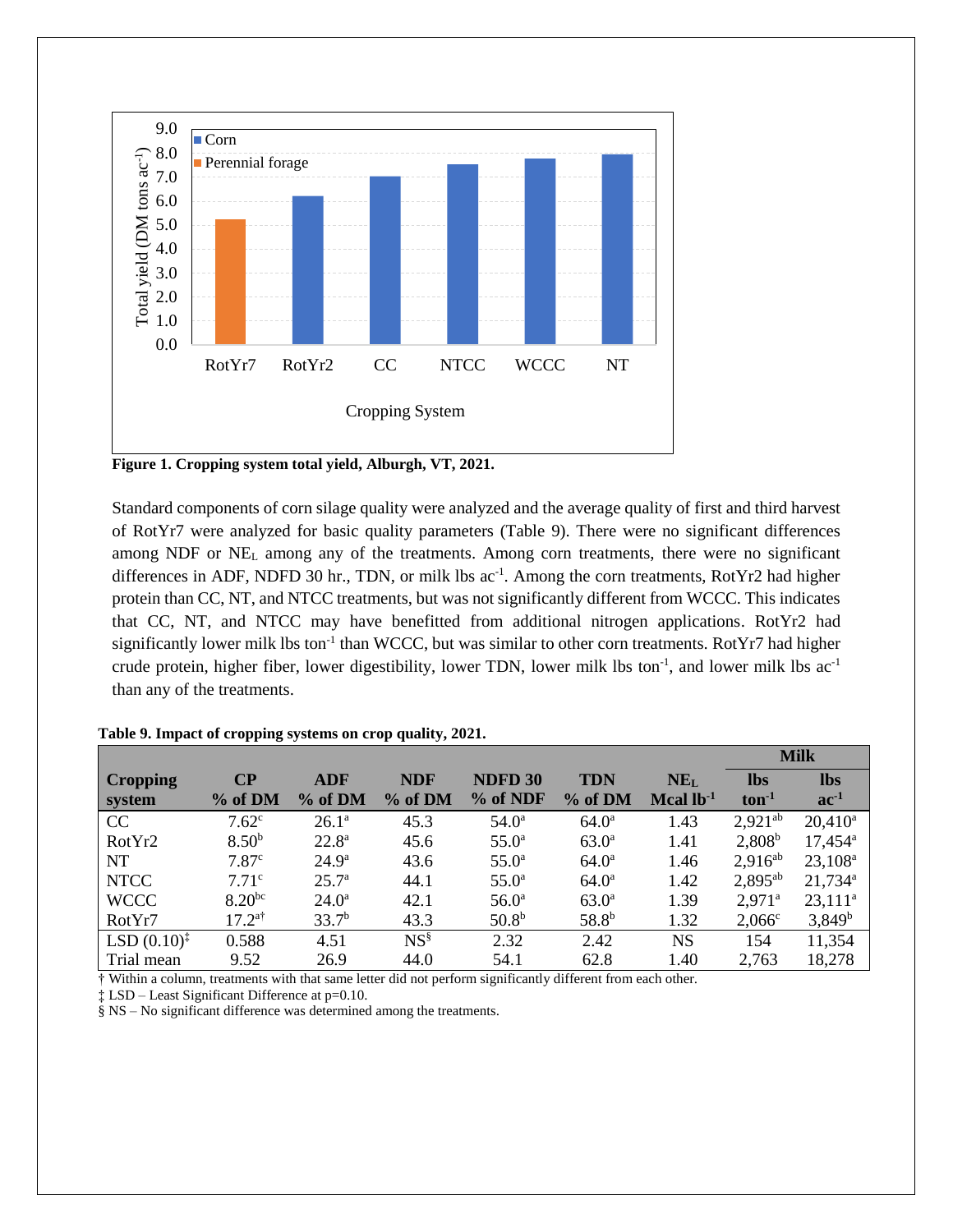**Figure 1. Cropping system total yield, Alburgh, VT, 2021.**

Standard components of corn silage quality were analyzed and the average quality of first and third harvest of RotYr7 were analyzed for basic quality parameters (Table 9). There were no significant differences among NDF or $NE_L$ among any of the treatments. Among corn treatments, there were no significant differences in ADF, NDFD 30 hr., TDN, or milk lbs $ac^{-1}$. Among the corn treatments, RotYr2 had higher protein than CC, NT, and NTCC treatments, but was not significantly different from WCCC. This indicates that CC, NT, and NTCC may have benefitted from additional nitrogen applications. RotYr2 had significantly lower milk lbs $ton^{-1}$ than WCCC, but was similar to other corn treatments. RotYr7 had higher crude protein, higher fiber, lower digestibility, lower TDN, lower milk lbs $ton^{-1}$, and lower milk lbs $ac^{-1}$ than any of the treatments.

**Table 9. Impact of cropping systems on crop quality, 2021.**

| | | | | | | | Milk | |
|---|---|---|---|---|---|---|---|---|
| **Cropping system** | **CP % of DM** | **ADF % of DM** | **NDF % of DM** | **NDFD 30 % of NDF** | **TDN % of DM** | **$NE_L$ Mcal $lb^{-1}$** | **lbs $ton^{-1}$** | **lbs $ac^{-1}$** |
| CC | 7.62[c] | 26.1[a] | 45.3 | 54.0[a] | 64.0[a] | 1.43 | 2,921[ab] | 20,410[a] |
| RotYr2 | 8.50[b] | 22.8[a] | 45.6 | 55.0[a] | 63.0[a] | 1.41 | 2,808[b] | 17,454[a] |
| NT | 7.87[c] | 24.9[a] | 43.6 | 55.0[a] | 64.0[a] | 1.46 | 2,916[ab] | 23,108[a] |
| NTCC | 7.71[c] | 25.7[a] | 44.1 | 55.0[a] | 64.0[a] | 1.42 | 2,895[ab] | 21,734[a] |
| WCCC | 8.20[bc] | 24.0[a] | 42.1 | 56.0[a] | 63.0[a] | 1.39 | 2,971[a] | 23,111[a] |
| RotYr7 | 17.2[a†] | 33.7[b] | 43.3 | 50.8[b] | 58.8[b] | 1.32 | 2,066[c] | 3,849[b] |
| LSD (0.10)[‡] | 0.588 | 4.51 | NS[§] | 2.32 | 2.42 | NS | 154 | 11,354 |
| Trial mean | 9.52 | 26.9 | 44.0 | 54.1 | 62.8 | 1.40 | 2,763 | 18,278 |

† Within a column, treatments with that same letter did not perform significantly different from each other.

‡ LSD – Least Significant Difference at p=0.10.

§ NS – No significant difference was determined among the treatments.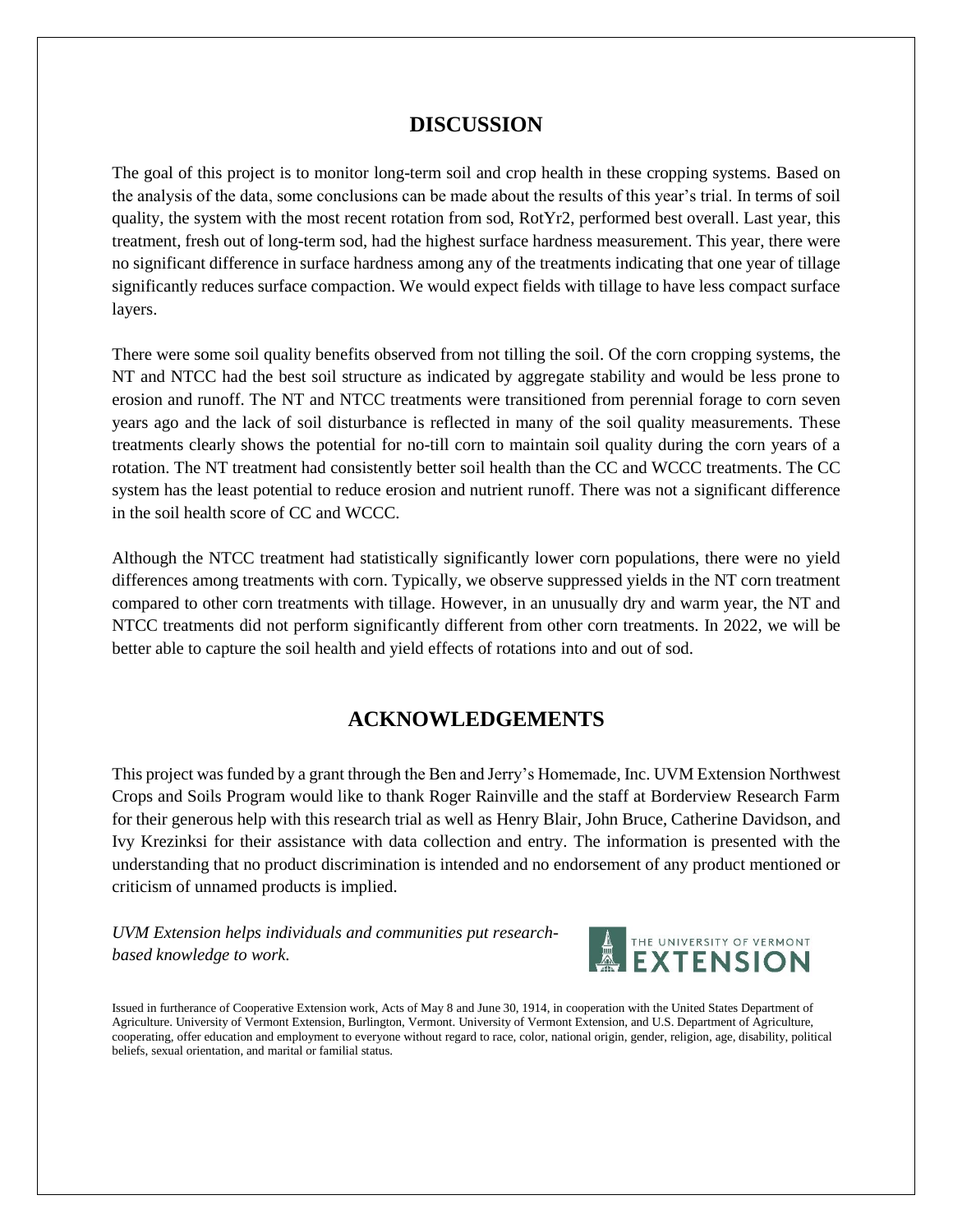## DISCUSSION

The goal of this project is to monitor long-term soil and crop health in these cropping systems. Based on the analysis of the data, some conclusions can be made about the results of this year's trial. In terms of soil quality, the system with the most recent rotation from sod, RotYr2, performed best overall. Last year, this treatment, fresh out of long-term sod, had the highest surface hardness measurement. This year, there were no significant difference in surface hardness among any of the treatments indicating that one year of tillage significantly reduces surface compaction. We would expect fields with tillage to have less compact surface layers.

There were some soil quality benefits observed from not tilling the soil. Of the corn cropping systems, the NT and NTCC had the best soil structure as indicated by aggregate stability and would be less prone to erosion and runoff. The NT and NTCC treatments were transitioned from perennial forage to corn seven years ago and the lack of soil disturbance is reflected in many of the soil quality measurements. These treatments clearly shows the potential for no-till corn to maintain soil quality during the corn years of a rotation. The NT treatment had consistently better soil health than the CC and WCCC treatments. The CC system has the least potential to reduce erosion and nutrient runoff. There was not a significant difference in the soil health score of CC and WCCC.

Although the NTCC treatment had statistically significantly lower corn populations, there were no yield differences among treatments with corn. Typically, we observe suppressed yields in the NT corn treatment compared to other corn treatments with tillage. However, in an unusually dry and warm year, the NT and NTCC treatments did not perform significantly different from other corn treatments. In 2022, we will be better able to capture the soil health and yield effects of rotations into and out of sod.

## ACKNOWLEDGEMENTS

This project was funded by a grant through the Ben and Jerry's Homemade, Inc. UVM Extension Northwest Crops and Soils Program would like to thank Roger Rainville and the staff at Borderview Research Farm for their generous help with this research trial as well as Henry Blair, John Bruce, Catherine Davidson, and Ivy Krezinksi for their assistance with data collection and entry. The information is presented with the understanding that no product discrimination is intended and no endorsement of any product mentioned or criticism of unnamed products is implied.

*UVM Extension helps individuals and communities put research-based knowledge to work.*

THE UNIVERSITY OF VERMONT EXTENSION

Issued in furtherance of Cooperative Extension work, Acts of May 8 and June 30, 1914, in cooperation with the United States Department of Agriculture. University of Vermont Extension, Burlington, Vermont. University of Vermont Extension, and U.S. Department of Agriculture, cooperating, offer education and employment to everyone without regard to race, color, national origin, gender, religion, age, disability, political beliefs, sexual orientation, and marital or familial status.